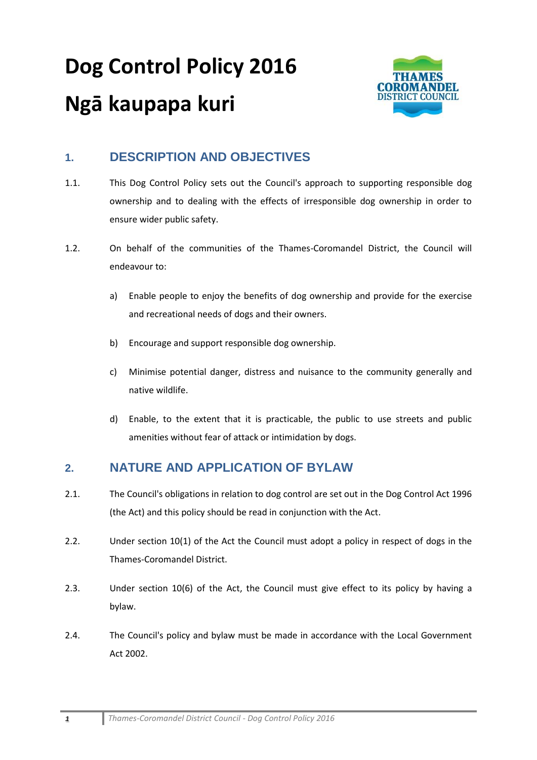# Dog Control Policy 2016

# Ngā kaupapa kuri

## 1. DESCRIPTION AND OBJECTIVES

1.1. This Dog Control Policy sets out the Council's approach to supporting responsible dog ownership and to dealing with the effects of irresponsible dog ownership in order to ensure wider public safety.

1.2. On behalf of the communities of the Thames-Coromandel District, the Council will endeavour to:

a) Enable people to enjoy the benefits of dog ownership and provide for the exercise and recreational needs of dogs and their owners.

b) Encourage and support responsible dog ownership.

c) Minimise potential danger, distress and nuisance to the community generally and native wildlife.

d) Enable, to the extent that it is practicable, the public to use streets and public amenities without fear of attack or intimidation by dogs.

## 2. NATURE AND APPLICATION OF BYLAW

2.1. The Council's obligations in relation to dog control are set out in the Dog Control Act 1996 (the Act) and this policy should be read in conjunction with the Act.

2.2. Under section 10(1) of the Act the Council must adopt a policy in respect of dogs in the Thames-Coromandel District.

2.3. Under section 10(6) of the Act, the Council must give effect to its policy by having a bylaw.

2.4. The Council's policy and bylaw must be made in accordance with the Local Government Act 2002.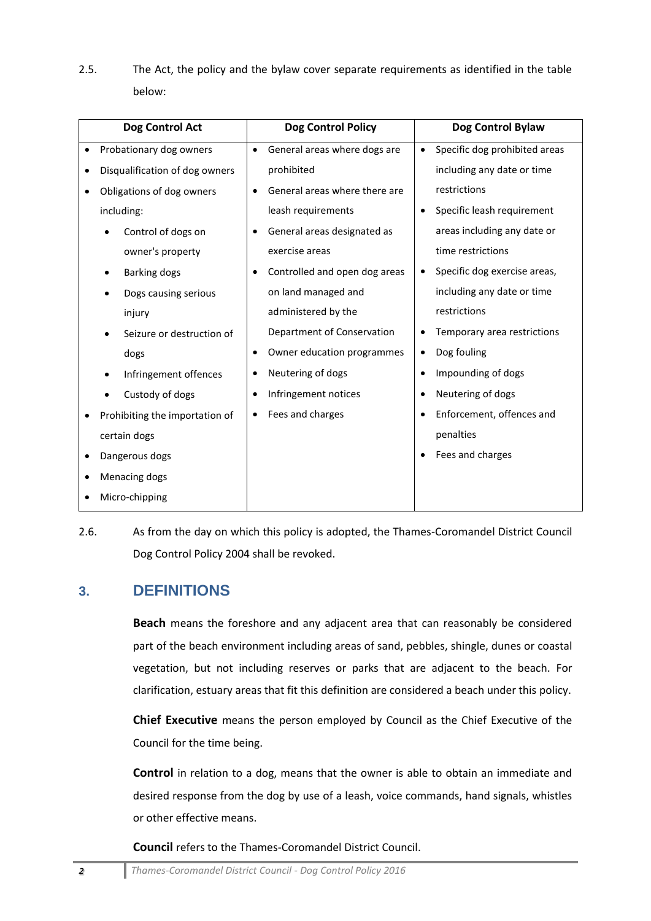2.5. The Act, the policy and the bylaw cover separate requirements as identified in the table below:

| Dog Control Act | Dog Control Policy | Dog Control Bylaw |
|---|---|---|
| • Probationary dog owners<br>• Disqualification of dog owners<br>• Obligations of dog owners including:<br>&nbsp;&nbsp;• Control of dogs on owner's property<br>&nbsp;&nbsp;• Barking dogs<br>&nbsp;&nbsp;• Dogs causing serious injury<br>&nbsp;&nbsp;• Seizure or destruction of dogs<br>&nbsp;&nbsp;• Infringement offences<br>&nbsp;&nbsp;• Custody of dogs<br>• Prohibiting the importation of certain dogs<br>• Dangerous dogs<br>• Menacing dogs<br>• Micro-chipping | • General areas where dogs are prohibited<br>• General areas where there are leash requirements<br>• General areas designated as exercise areas<br>• Controlled and open dog areas on land managed and administered by the Department of Conservation<br>• Owner education programmes<br>• Neutering of dogs<br>• Infringement notices<br>• Fees and charges | • Specific dog prohibited areas including any date or time restrictions<br>• Specific leash requirement areas including any date or time restrictions<br>• Specific dog exercise areas, including any date or time restrictions<br>• Temporary area restrictions<br>• Dog fouling<br>• Impounding of dogs<br>• Neutering of dogs<br>• Enforcement, offences and penalties<br>• Fees and charges |

2.6. As from the day on which this policy is adopted, the Thames-Coromandel District Council Dog Control Policy 2004 shall be revoked.

## 3. DEFINITIONS

**Beach** means the foreshore and any adjacent area that can reasonably be considered part of the beach environment including areas of sand, pebbles, shingle, dunes or coastal vegetation, but not including reserves or parks that are adjacent to the beach. For clarification, estuary areas that fit this definition are considered a beach under this policy.

**Chief Executive** means the person employed by Council as the Chief Executive of the Council for the time being.

**Control** in relation to a dog, means that the owner is able to obtain an immediate and desired response from the dog by use of a leash, voice commands, hand signals, whistles or other effective means.

**Council** refers to the Thames-Coromandel District Council.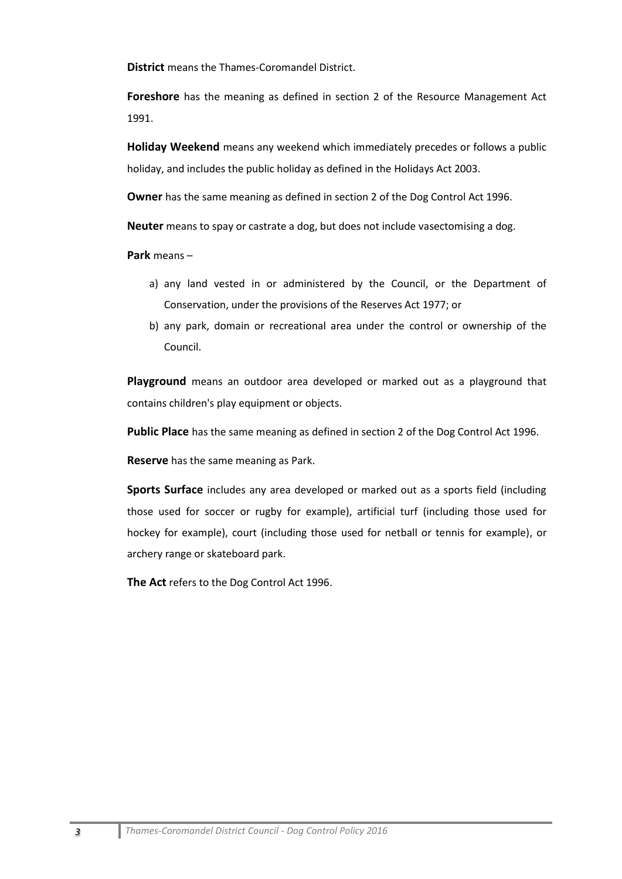**District** means the Thames-Coromandel District.

**Foreshore** has the meaning as defined in section 2 of the Resource Management Act 1991.

**Holiday Weekend** means any weekend which immediately precedes or follows a public holiday, and includes the public holiday as defined in the Holidays Act 2003.

**Owner** has the same meaning as defined in section 2 of the Dog Control Act 1996.

**Neuter** means to spay or castrate a dog, but does not include vasectomising a dog.

**Park** means –

a) any land vested in or administered by the Council, or the Department of Conservation, under the provisions of the Reserves Act 1977; or
b) any park, domain or recreational area under the control or ownership of the Council.

**Playground** means an outdoor area developed or marked out as a playground that contains children's play equipment or objects.

**Public Place** has the same meaning as defined in section 2 of the Dog Control Act 1996.

**Reserve** has the same meaning as Park.

**Sports Surface** includes any area developed or marked out as a sports field (including those used for soccer or rugby for example), artificial turf (including those used for hockey for example), court (including those used for netball or tennis for example), or archery range or skateboard park.

**The Act** refers to the Dog Control Act 1996.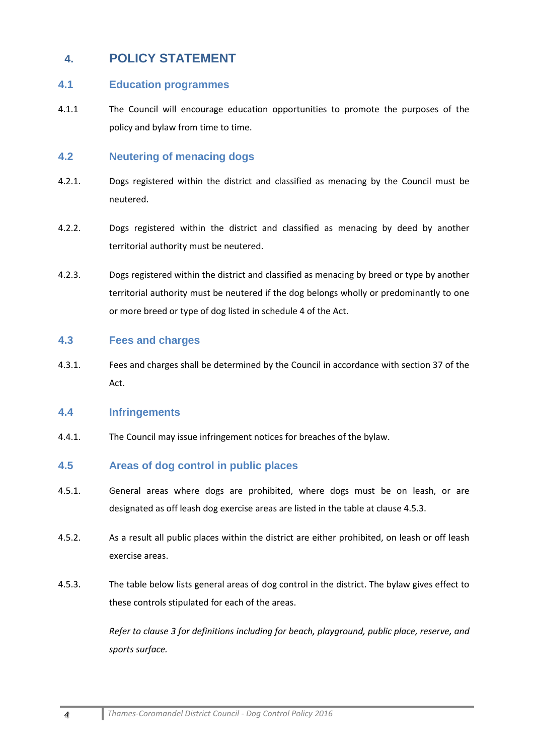# 4. POLICY STATEMENT

## 4.1 Education programmes

4.1.1 The Council will encourage education opportunities to promote the purposes of the policy and bylaw from time to time.

## 4.2 Neutering of menacing dogs

4.2.1. Dogs registered within the district and classified as menacing by the Council must be neutered.

4.2.2. Dogs registered within the district and classified as menacing by deed by another territorial authority must be neutered.

4.2.3. Dogs registered within the district and classified as menacing by breed or type by another territorial authority must be neutered if the dog belongs wholly or predominantly to one or more breed or type of dog listed in schedule 4 of the Act.

## 4.3 Fees and charges

4.3.1. Fees and charges shall be determined by the Council in accordance with section 37 of the Act.

## 4.4 Infringements

4.4.1. The Council may issue infringement notices for breaches of the bylaw.

## 4.5 Areas of dog control in public places

4.5.1. General areas where dogs are prohibited, where dogs must be on leash, or are designated as off leash dog exercise areas are listed in the table at clause 4.5.3.

4.5.2. As a result all public places within the district are either prohibited, on leash or off leash exercise areas.

4.5.3. The table below lists general areas of dog control in the district. The bylaw gives effect to these controls stipulated for each of the areas.

*Refer to clause 3 for definitions including for beach, playground, public place, reserve, and sports surface.*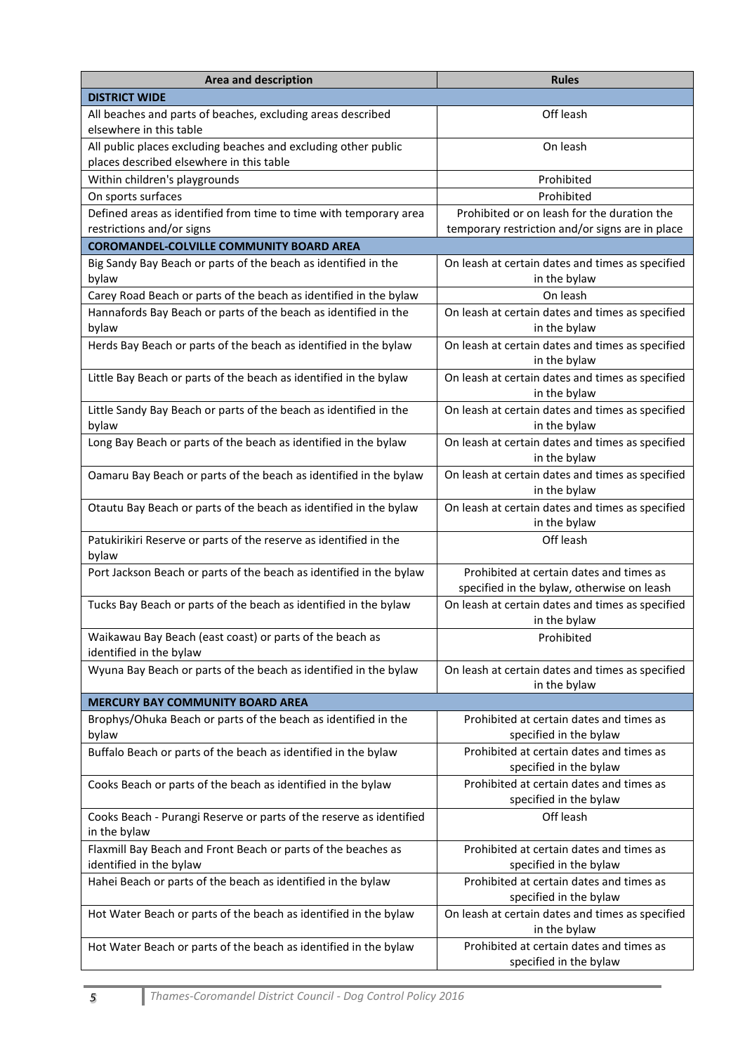| Area and description | Rules |
|---|---|
| **DISTRICT WIDE** | |
| All beaches and parts of beaches, excluding areas described elsewhere in this table | Off leash |
| All public places excluding beaches and excluding other public places described elsewhere in this table | On leash |
| Within children's playgrounds | Prohibited |
| On sports surfaces | Prohibited |
| Defined areas as identified from time to time with temporary area restrictions and/or signs | Prohibited or on leash for the duration the temporary restriction and/or signs are in place |
| **COROMANDEL-COLVILLE COMMUNITY BOARD AREA** | |
| Big Sandy Bay Beach or parts of the beach as identified in the bylaw | On leash at certain dates and times as specified in the bylaw |
| Carey Road Beach or parts of the beach as identified in the bylaw | On leash |
| Hannafords Bay Beach or parts of the beach as identified in the bylaw | On leash at certain dates and times as specified in the bylaw |
| Herds Bay Beach or parts of the beach as identified in the bylaw | On leash at certain dates and times as specified in the bylaw |
| Little Bay Beach or parts of the beach as identified in the bylaw | On leash at certain dates and times as specified in the bylaw |
| Little Sandy Bay Beach or parts of the beach as identified in the bylaw | On leash at certain dates and times as specified in the bylaw |
| Long Bay Beach or parts of the beach as identified in the bylaw | On leash at certain dates and times as specified in the bylaw |
| Oamaru Bay Beach or parts of the beach as identified in the bylaw | On leash at certain dates and times as specified in the bylaw |
| Otautu Bay Beach or parts of the beach as identified in the bylaw | On leash at certain dates and times as specified in the bylaw |
| Patukirikiri Reserve or parts of the reserve as identified in the bylaw | Off leash |
| Port Jackson Beach or parts of the beach as identified in the bylaw | Prohibited at certain dates and times as specified in the bylaw, otherwise on leash |
| Tucks Bay Beach or parts of the beach as identified in the bylaw | On leash at certain dates and times as specified in the bylaw |
| Waikawau Bay Beach (east coast) or parts of the beach as identified in the bylaw | Prohibited |
| Wyuna Bay Beach or parts of the beach as identified in the bylaw | On leash at certain dates and times as specified in the bylaw |
| **MERCURY BAY COMMUNITY BOARD AREA** | |
| Brophys/Ohuka Beach or parts of the beach as identified in the bylaw | Prohibited at certain dates and times as specified in the bylaw |
| Buffalo Beach or parts of the beach as identified in the bylaw | Prohibited at certain dates and times as specified in the bylaw |
| Cooks Beach or parts of the beach as identified in the bylaw | Prohibited at certain dates and times as specified in the bylaw |
| Cooks Beach - Purangi Reserve or parts of the reserve as identified in the bylaw | Off leash |
| Flaxmill Bay Beach and Front Beach or parts of the beaches as identified in the bylaw | Prohibited at certain dates and times as specified in the bylaw |
| Hahei Beach or parts of the beach as identified in the bylaw | Prohibited at certain dates and times as specified in the bylaw |
| Hot Water Beach or parts of the beach as identified in the bylaw | On leash at certain dates and times as specified in the bylaw |
| Hot Water Beach or parts of the beach as identified in the bylaw | Prohibited at certain dates and times as specified in the bylaw |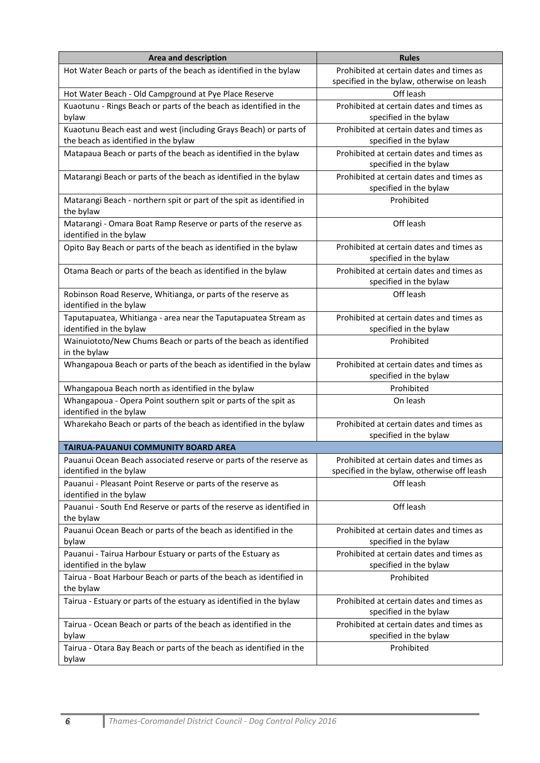| Area and description | Rules |
|---|---|
| Hot Water Beach or parts of the beach as identified in the bylaw | Prohibited at certain dates and times as specified in the bylaw, otherwise on leash |
| Hot Water Beach - Old Campground at Pye Place Reserve | Off leash |
| Kuaotunu - Rings Beach or parts of the beach as identified in the bylaw | Prohibited at certain dates and times as specified in the bylaw |
| Kuaotunu Beach east and west (including Grays Beach) or parts of the beach as identified in the bylaw | Prohibited at certain dates and times as specified in the bylaw |
| Matapaua Beach or parts of the beach as identified in the bylaw | Prohibited at certain dates and times as specified in the bylaw |
| Matarangi Beach or parts of the beach as identified in the bylaw | Prohibited at certain dates and times as specified in the bylaw |
| Matarangi Beach - northern spit or part of the spit as identified in the bylaw | Prohibited |
| Matarangi - Omara Boat Ramp Reserve or parts of the reserve as identified in the bylaw | Off leash |
| Opito Bay Beach or parts of the beach as identified in the bylaw | Prohibited at certain dates and times as specified in the bylaw |
| Otama Beach or parts of the beach as identified in the bylaw | Prohibited at certain dates and times as specified in the bylaw |
| Robinson Road Reserve, Whitianga, or parts of the reserve as identified in the bylaw | Off leash |
| Taputapuatea, Whitianga - area near the Taputapuatea Stream as identified in the bylaw | Prohibited at certain dates and times as specified in the bylaw |
| Wainuiototo/New Chums Beach or parts of the beach as identified in the bylaw | Prohibited |
| Whangapoua Beach or parts of the beach as identified in the bylaw | Prohibited at certain dates and times as specified in the bylaw |
| Whangapoua Beach north as identified in the bylaw | Prohibited |
| Whangapoua - Opera Point southern spit or parts of the spit as identified in the bylaw | On leash |
| Wharekaho Beach or parts of the beach as identified in the bylaw | Prohibited at certain dates and times as specified in the bylaw |
| **TAIRUA-PAUANUI COMMUNITY BOARD AREA** | |
| Pauanui Ocean Beach associated reserve or parts of the reserve as identified in the bylaw | Prohibited at certain dates and times as specified in the bylaw, otherwise off leash |
| Pauanui - Pleasant Point Reserve or parts of the reserve as identified in the bylaw | Off leash |
| Pauanui - South End Reserve or parts of the reserve as identified in the bylaw | Off leash |
| Pauanui Ocean Beach or parts of the beach as identified in the bylaw | Prohibited at certain dates and times as specified in the bylaw |
| Pauanui - Tairua Harbour Estuary or parts of the Estuary as identified in the bylaw | Prohibited at certain dates and times as specified in the bylaw |
| Tairua - Boat Harbour Beach or parts of the beach as identified in the bylaw | Prohibited |
| Tairua - Estuary or parts of the estuary as identified in the bylaw | Prohibited at certain dates and times as specified in the bylaw |
| Tairua - Ocean Beach or parts of the beach as identified in the bylaw | Prohibited at certain dates and times as specified in the bylaw |
| Tairua - Otara Bay Beach or parts of the beach as identified in the bylaw | Prohibited |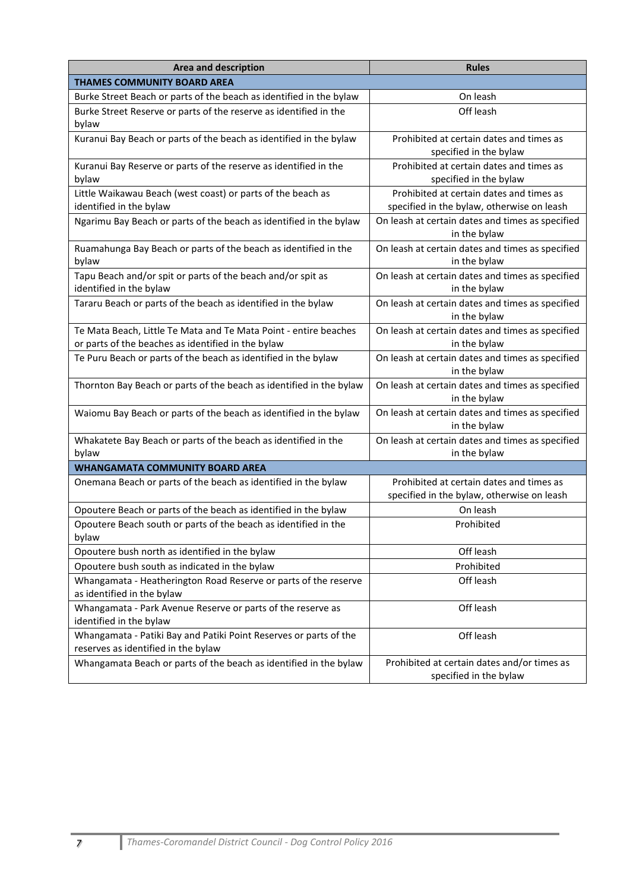| Area and description | Rules |
|---|---|
| **THAMES COMMUNITY BOARD AREA** | |
| Burke Street Beach or parts of the beach as identified in the bylaw | On leash |
| Burke Street Reserve or parts of the reserve as identified in the bylaw | Off leash |
| Kuranui Bay Beach or parts of the beach as identified in the bylaw | Prohibited at certain dates and times as specified in the bylaw |
| Kuranui Bay Reserve or parts of the reserve as identified in the bylaw | Prohibited at certain dates and times as specified in the bylaw |
| Little Waikawau Beach (west coast) or parts of the beach as identified in the bylaw | Prohibited at certain dates and times as specified in the bylaw, otherwise on leash |
| Ngarimu Bay Beach or parts of the beach as identified in the bylaw | On leash at certain dates and times as specified in the bylaw |
| Ruamahunga Bay Beach or parts of the beach as identified in the bylaw | On leash at certain dates and times as specified in the bylaw |
| Tapu Beach and/or spit or parts of the beach and/or spit as identified in the bylaw | On leash at certain dates and times as specified in the bylaw |
| Tararu Beach or parts of the beach as identified in the bylaw | On leash at certain dates and times as specified in the bylaw |
| Te Mata Beach, Little Te Mata and Te Mata Point - entire beaches or parts of the beaches as identified in the bylaw | On leash at certain dates and times as specified in the bylaw |
| Te Puru Beach or parts of the beach as identified in the bylaw | On leash at certain dates and times as specified in the bylaw |
| Thornton Bay Beach or parts of the beach as identified in the bylaw | On leash at certain dates and times as specified in the bylaw |
| Waiomu Bay Beach or parts of the beach as identified in the bylaw | On leash at certain dates and times as specified in the bylaw |
| Whakatete Bay Beach or parts of the beach as identified in the bylaw | On leash at certain dates and times as specified in the bylaw |
| **WHANGAMATA COMMUNITY BOARD AREA** | |
| Onemana Beach or parts of the beach as identified in the bylaw | Prohibited at certain dates and times as specified in the bylaw, otherwise on leash |
| Opoutere Beach or parts of the beach as identified in the bylaw | On leash |
| Opoutere Beach south or parts of the beach as identified in the bylaw | Prohibited |
| Opoutere bush north as identified in the bylaw | Off leash |
| Opoutere bush south as indicated in the bylaw | Prohibited |
| Whangamata - Heatherington Road Reserve or parts of the reserve as identified in the bylaw | Off leash |
| Whangamata - Park Avenue Reserve or parts of the reserve as identified in the bylaw | Off leash |
| Whangamata - Patiki Bay and Patiki Point Reserves or parts of the reserves as identified in the bylaw | Off leash |
| Whangamata Beach or parts of the beach as identified in the bylaw | Prohibited at certain dates and/or times as specified in the bylaw |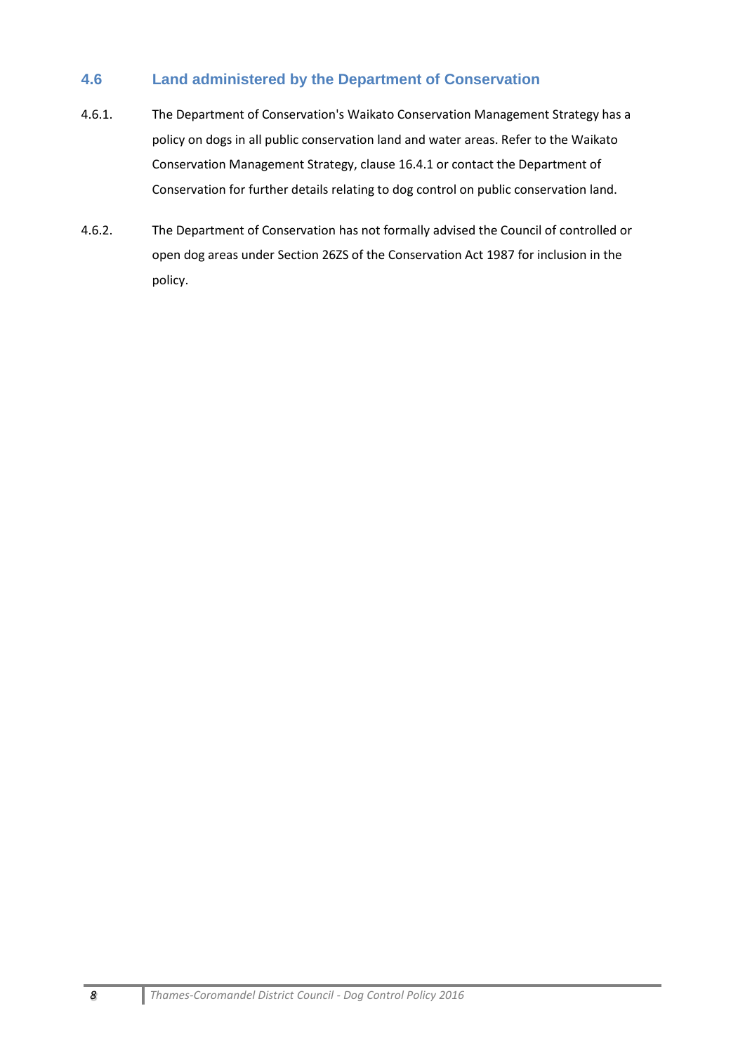## 4.6 Land administered by the Department of Conservation

4.6.1. The Department of Conservation's Waikato Conservation Management Strategy has a policy on dogs in all public conservation land and water areas. Refer to the Waikato Conservation Management Strategy, clause 16.4.1 or contact the Department of Conservation for further details relating to dog control on public conservation land.

4.6.2. The Department of Conservation has not formally advised the Council of controlled or open dog areas under Section 26ZS of the Conservation Act 1987 for inclusion in the policy.